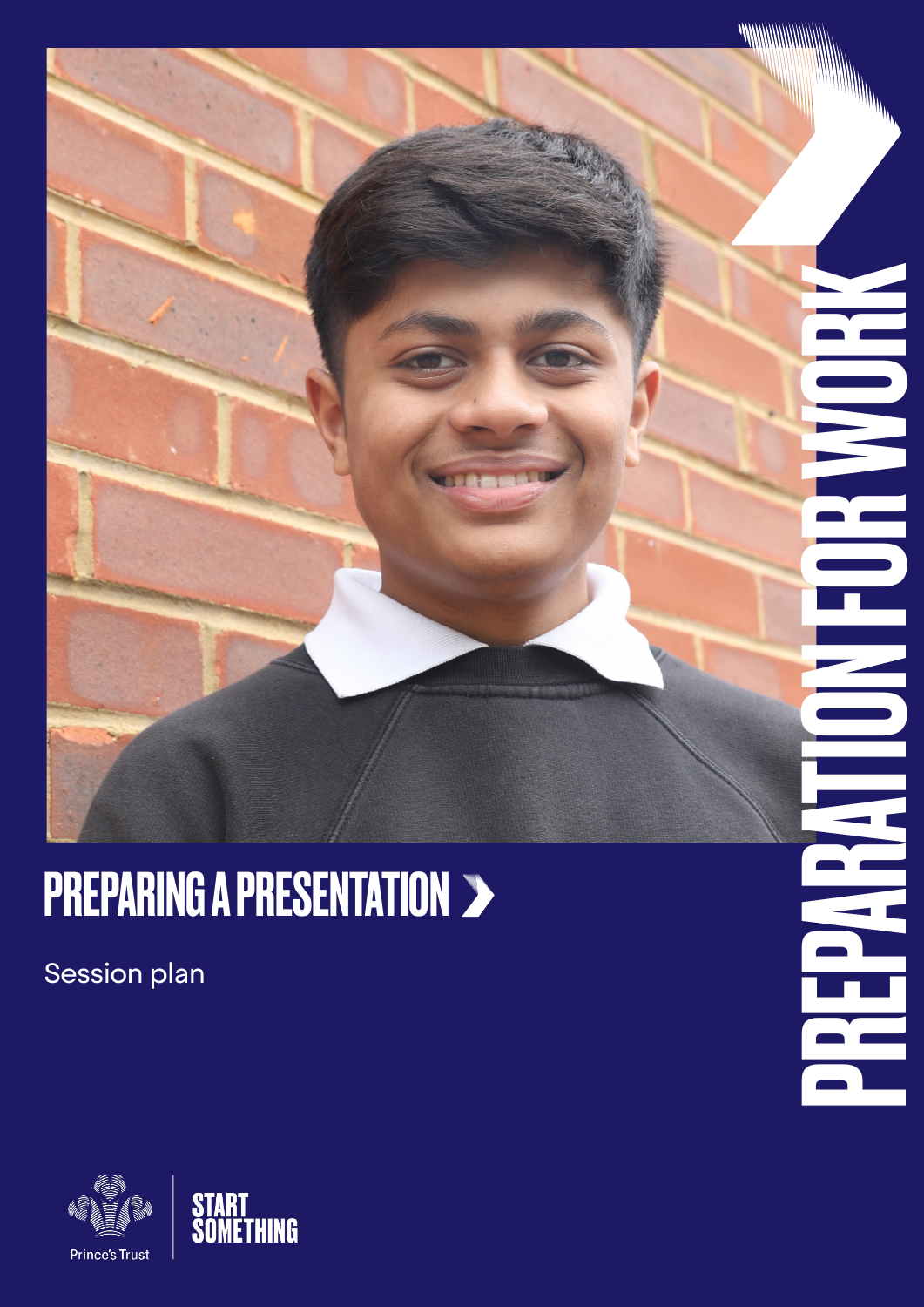# PREPARATION FOR WORK

## PREPARING A PRESENTATION

Session plan

Prince's Trust

START SOMETHING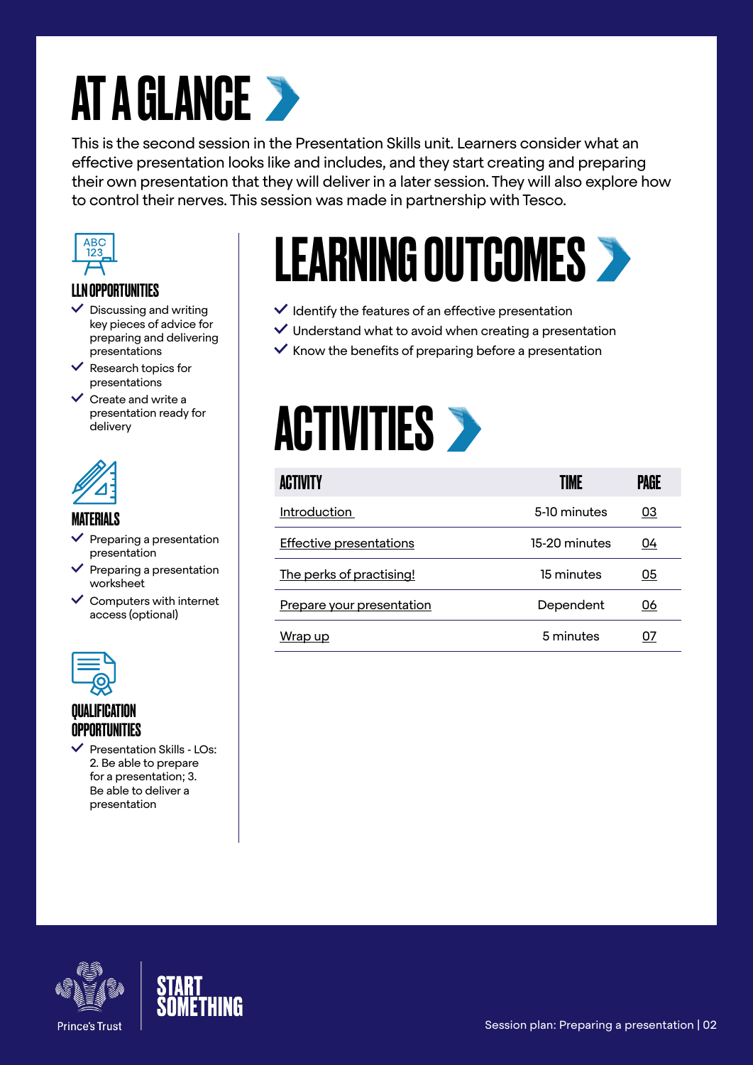# AT A GLANCE

This is the second session in the Presentation Skills unit. Learners consider what an effective presentation looks like and includes, and they start creating and preparing their own presentation that they will deliver in a later session. They will also explore how to control their nerves. This session was made in partnership with Tesco.

### LLN OPPORTUNITIES

- Discussing and writing key pieces of advice for preparing and delivering presentations
- Research topics for presentations
- Create and write a presentation ready for delivery

### MATERIALS

- Preparing a presentation presentation
- Preparing a presentation worksheet
- Computers with internet access (optional)

### QUALIFICATION OPPORTUNITIES

- Presentation Skills - LOs: 2. Be able to prepare for a presentation; 3. Be able to deliver a presentation

## LEARNING OUTCOMES

- Identify the features of an effective presentation
- Understand what to avoid when creating a presentation
- Know the benefits of preparing before a presentation

## ACTIVITIES

| ACTIVITY | TIME | PAGE |
|---|---|---|
| Introduction | 5-10 minutes | 03 |
| Effective presentations | 15-20 minutes | 04 |
| The perks of practising! | 15 minutes | 05 |
| Prepare your presentation | Dependent | 06 |
| Wrap up | 5 minutes | 07 |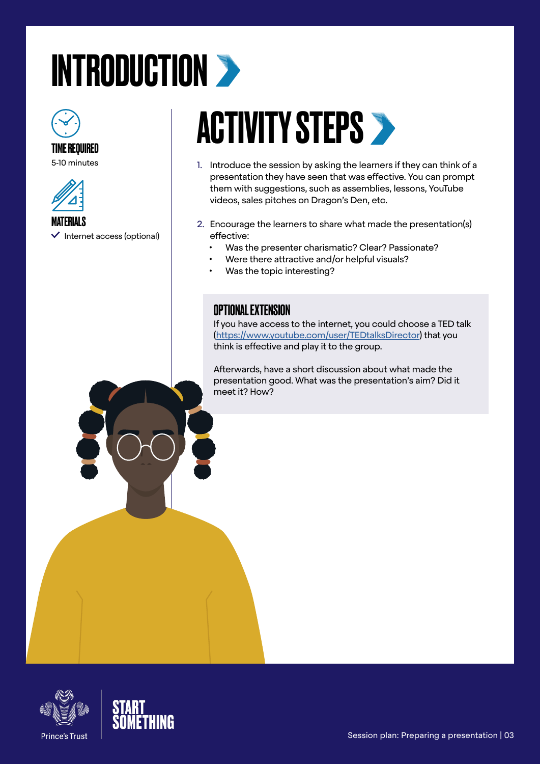# INTRODUCTION

### TIME REQUIRED
5-10 minutes

### MATERIALS
- ✓ Internet access (optional)

## ACTIVITY STEPS

1. Introduce the session by asking the learners if they can think of a presentation they have seen that was effective. You can prompt them with suggestions, such as assemblies, lessons, YouTube videos, sales pitches on Dragon's Den, etc.

2. Encourage the learners to share what made the presentation(s) effective:
   - Was the presenter charismatic? Clear? Passionate?
   - Were there attractive and/or helpful visuals?
   - Was the topic interesting?

### OPTIONAL EXTENSION

If you have access to the internet, you could choose a TED talk (https://www.youtube.com/user/TEDtalksDirector) that you think is effective and play it to the group.

Afterwards, have a short discussion about what made the presentation good. What was the presentation's aim? Did it meet it? How?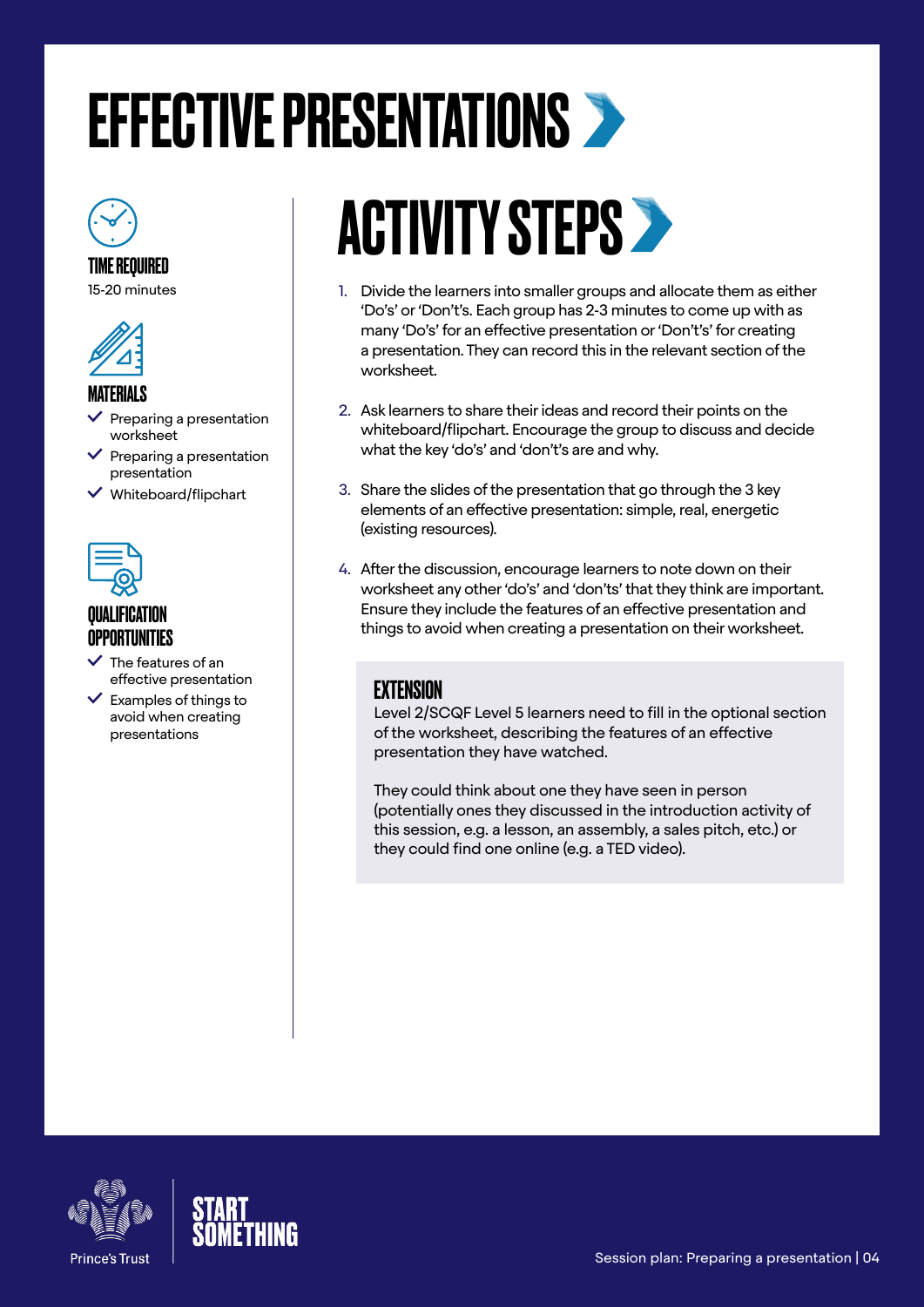# EFFECTIVE PRESENTATIONS

### TIME REQUIRED

15-20 minutes

### MATERIALS

- Preparing a presentation worksheet
- Preparing a presentation presentation
- Whiteboard/flipchart

### QUALIFICATION OPPORTUNITIES

- The features of an effective presentation
- Examples of things to avoid when creating presentations

## ACTIVITY STEPS

1. Divide the learners into smaller groups and allocate them as either 'Do's' or 'Don't's. Each group has 2-3 minutes to come up with as many 'Do's' for an effective presentation or 'Don't's' for creating a presentation. They can record this in the relevant section of the worksheet.
2. Ask learners to share their ideas and record their points on the whiteboard/flipchart. Encourage the group to discuss and decide what the key 'do's' and 'don't's are and why.
3. Share the slides of the presentation that go through the 3 key elements of an effective presentation: simple, real, energetic (existing resources).
4. After the discussion, encourage learners to note down on their worksheet any other 'do's' and 'don'ts' that they think are important. Ensure they include the features of an effective presentation and things to avoid when creating a presentation on their worksheet.

### EXTENSION

Level 2/SCQF Level 5 learners need to fill in the optional section of the worksheet, describing the features of an effective presentation they have watched.

They could think about one they have seen in person (potentially ones they discussed in the introduction activity of this session, e.g. a lesson, an assembly, a sales pitch, etc.) or they could find one online (e.g. a TED video).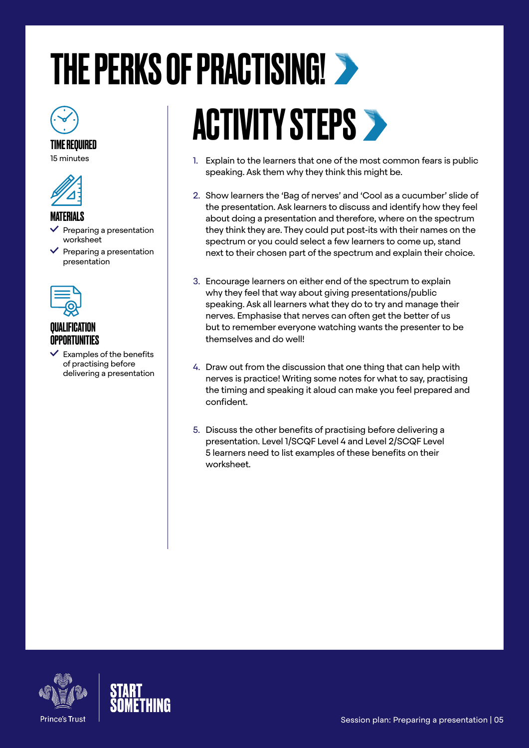# THE PERKS OF PRACTISING!

### TIME REQUIRED

15 minutes

### MATERIALS

- Preparing a presentation worksheet
- Preparing a presentation presentation

### QUALIFICATION OPPORTUNITIES

- Examples of the benefits of practising before delivering a presentation

## ACTIVITY STEPS

1. Explain to the learners that one of the most common fears is public speaking. Ask them why they think this might be.
2. Show learners the 'Bag of nerves' and 'Cool as a cucumber' slide of the presentation. Ask learners to discuss and identify how they feel about doing a presentation and therefore, where on the spectrum they think they are. They could put post-its with their names on the spectrum or you could select a few learners to come up, stand next to their chosen part of the spectrum and explain their choice.
3. Encourage learners on either end of the spectrum to explain why they feel that way about giving presentations/public speaking. Ask all learners what they do to try and manage their nerves. Emphasise that nerves can often get the better of us but to remember everyone watching wants the presenter to be themselves and do well!
4. Draw out from the discussion that one thing that can help with nerves is practice! Writing some notes for what to say, practising the timing and speaking it aloud can make you feel prepared and confident.
5. Discuss the other benefits of practising before delivering a presentation. Level 1/SCQF Level 4 and Level 2/SCQF Level 5 learners need to list examples of these benefits on their worksheet.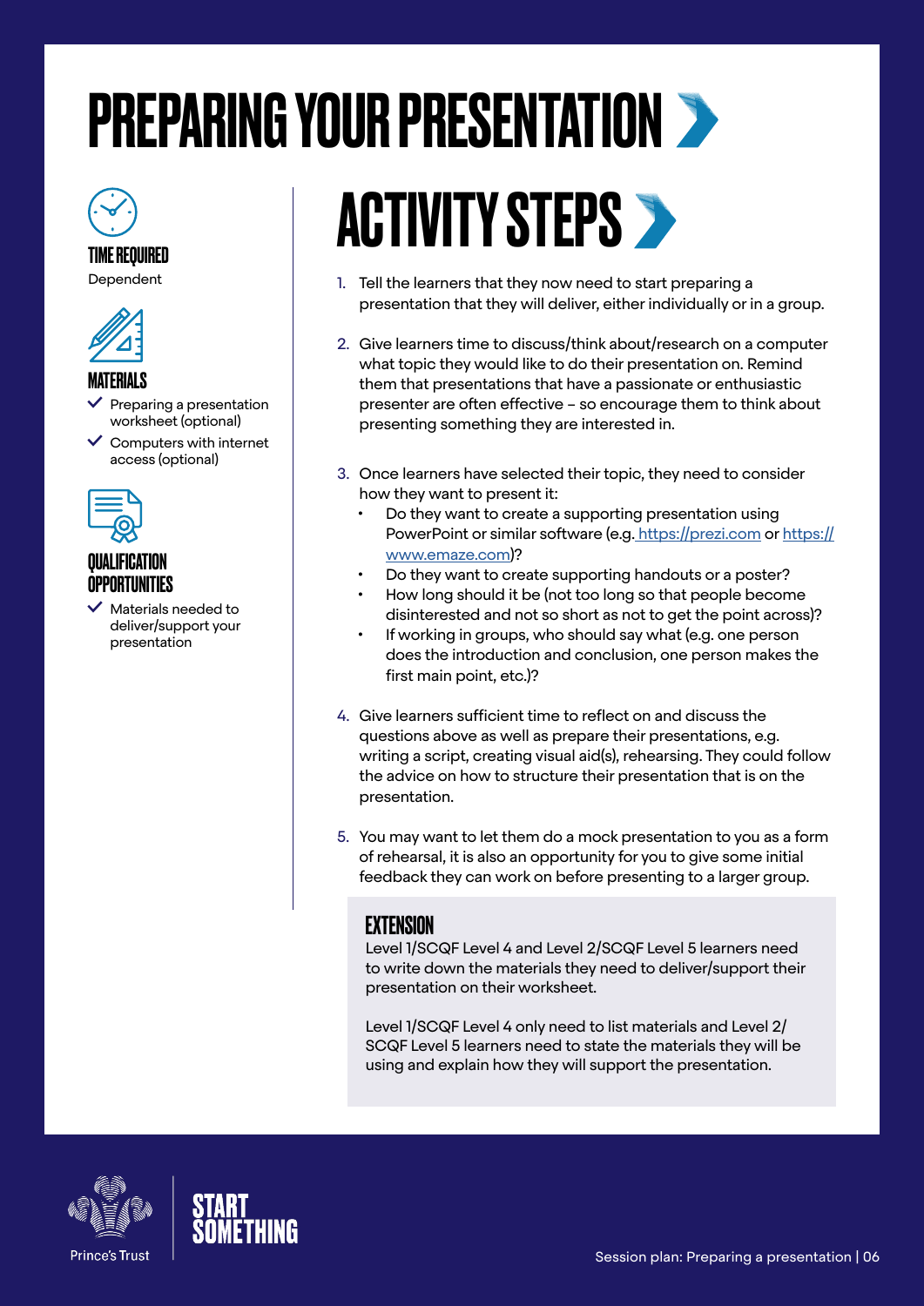# PREPARING YOUR PRESENTATION

### TIME REQUIRED

Dependent

### MATERIALS

- Preparing a presentation worksheet (optional)
- Computers with internet access (optional)

### QUALIFICATION OPPORTUNITIES

- Materials needed to deliver/support your presentation

## ACTIVITY STEPS

1. Tell the learners that they now need to start preparing a presentation that they will deliver, either individually or in a group.

2. Give learners time to discuss/think about/research on a computer what topic they would like to do their presentation on. Remind them that presentations that have a passionate or enthusiastic presenter are often effective – so encourage them to think about presenting something they are interested in.

3. Once learners have selected their topic, they need to consider how they want to present it:
   - Do they want to create a supporting presentation using PowerPoint or similar software (e.g. https://prezi.com or https://www.emaze.com)?
   - Do they want to create supporting handouts or a poster?
   - How long should it be (not too long so that people become disinterested and not so short as not to get the point across)?
   - If working in groups, who should say what (e.g. one person does the introduction and conclusion, one person makes the first main point, etc.)?

4. Give learners sufficient time to reflect on and discuss the questions above as well as prepare their presentations, e.g. writing a script, creating visual aid(s), rehearsing. They could follow the advice on how to structure their presentation that is on the presentation.

5. You may want to let them do a mock presentation to you as a form of rehearsal, it is also an opportunity for you to give some initial feedback they can work on before presenting to a larger group.

### EXTENSION

Level 1/SCQF Level 4 and Level 2/SCQF Level 5 learners need to write down the materials they need to deliver/support their presentation on their worksheet.

Level 1/SCQF Level 4 only need to list materials and Level 2/SCQF Level 5 learners need to state the materials they will be using and explain how they will support the presentation.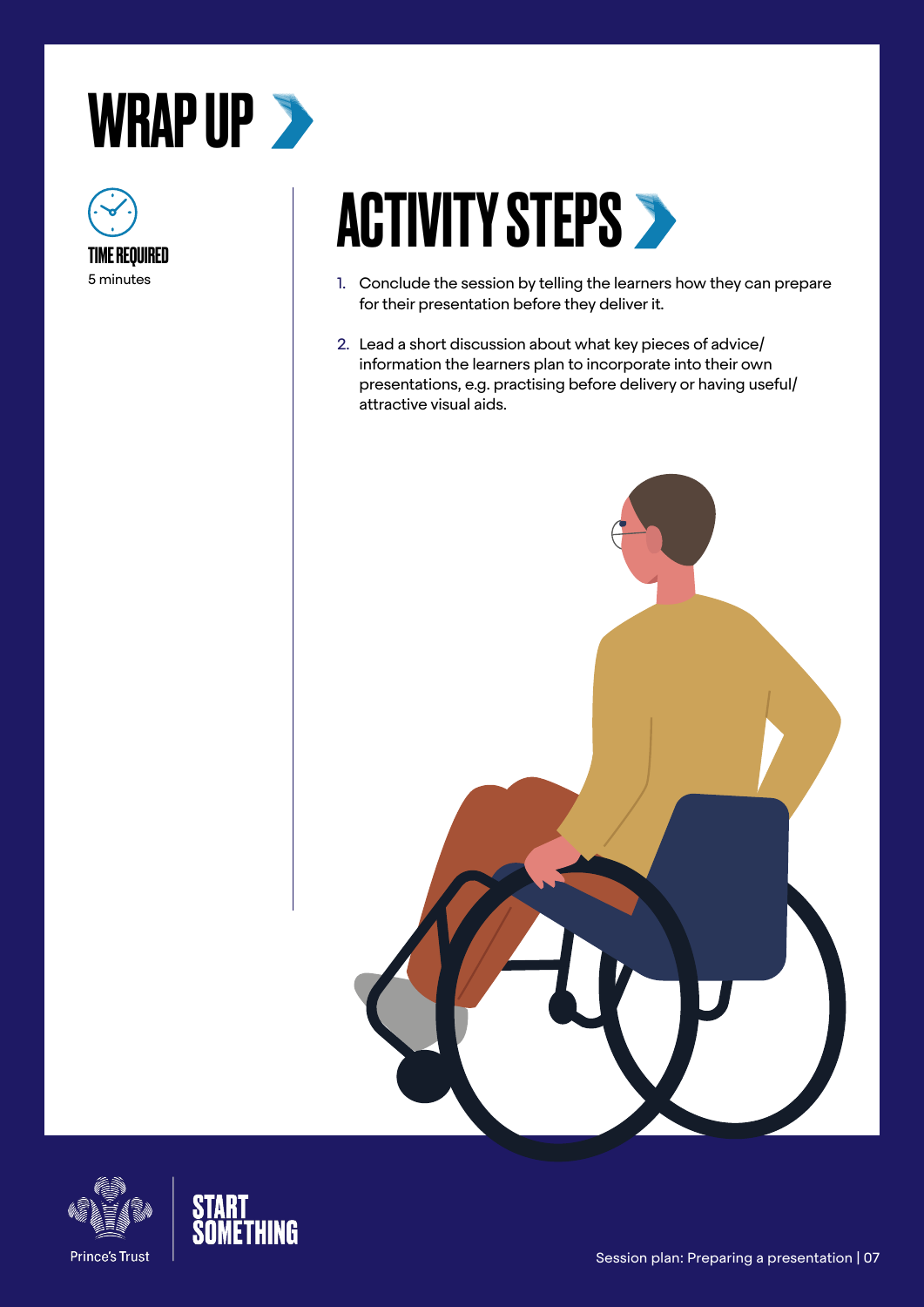# WRAP UP

**TIME REQUIRED**
5 minutes

## ACTIVITY STEPS

1. Conclude the session by telling the learners how they can prepare for their presentation before they deliver it.
2. Lead a short discussion about what key pieces of advice/ information the learners plan to incorporate into their own presentations, e.g. practising before delivery or having useful/ attractive visual aids.